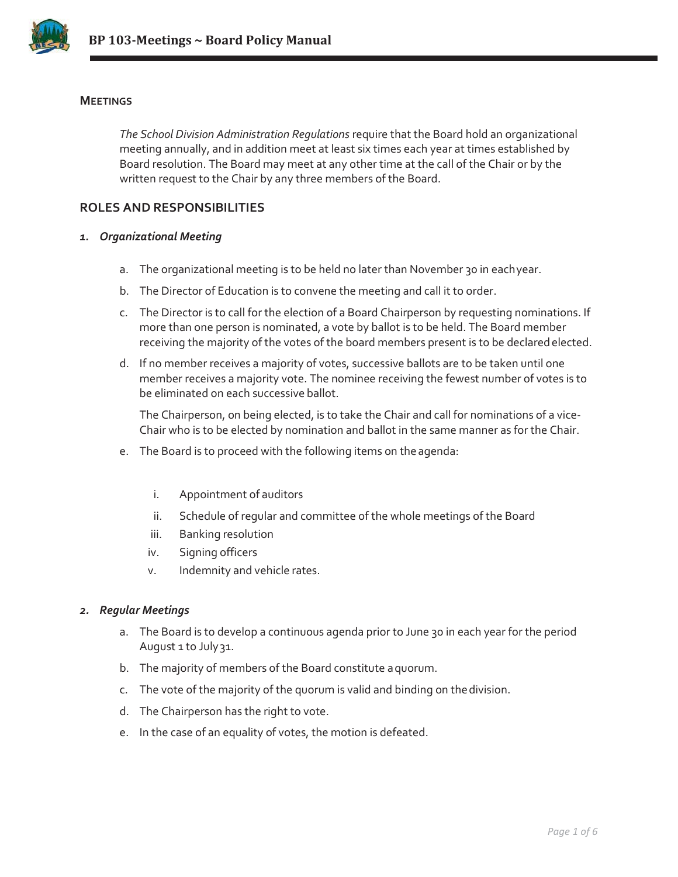## Meetings

*The School Division Administration Regulations* require that the Board hold an organizational meeting annually, and in addition meet at least six times each year at times established by Board resolution. The Board may meet at any other time at the call of the Chair or by the written request to the Chair by any three members of the Board.

## ROLES AND RESPONSIBILITIES

### 1. *Organizational Meeting*

a. The organizational meeting is to be held no later than November 30 in each year.

b. The Director of Education is to convene the meeting and call it to order.

c. The Director is to call for the election of a Board Chairperson by requesting nominations. If more than one person is nominated, a vote by ballot is to be held. The Board member receiving the majority of the votes of the board members present is to be declared elected.

d. If no member receives a majority of votes, successive ballots are to be taken until one member receives a majority vote. The nominee receiving the fewest number of votes is to be eliminated on each successive ballot.

   The Chairperson, on being elected, is to take the Chair and call for nominations of a vice-Chair who is to be elected by nomination and ballot in the same manner as for the Chair.

e. The Board is to proceed with the following items on the agenda:

   i. Appointment of auditors
   ii. Schedule of regular and committee of the whole meetings of the Board
   iii. Banking resolution
   iv. Signing officers
   v. Indemnity and vehicle rates.

### 2. *Regular Meetings*

a. The Board is to develop a continuous agenda prior to June 30 in each year for the period August 1 to July 31.

b. The majority of members of the Board constitute a quorum.

c. The vote of the majority of the quorum is valid and binding on the division.

d. The Chairperson has the right to vote.

e. In the case of an equality of votes, the motion is defeated.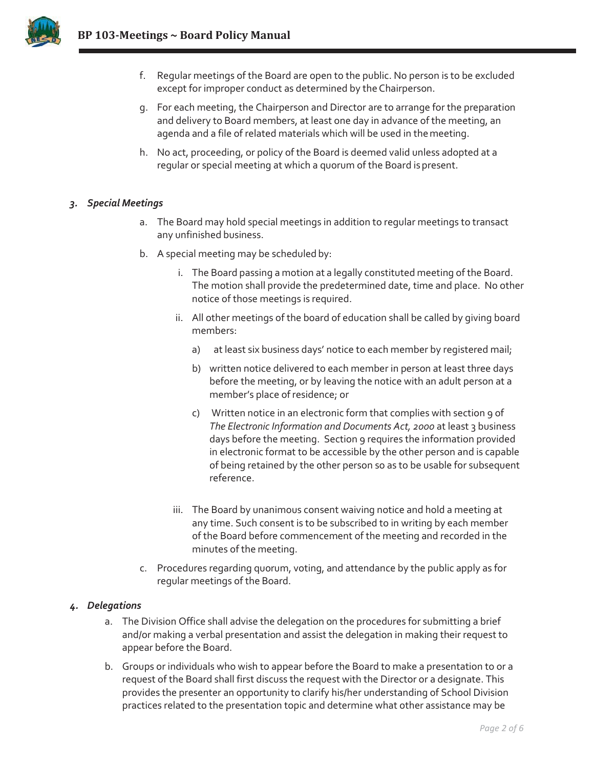f. Regular meetings of the Board are open to the public. No person is to be excluded except for improper conduct as determined by the Chairperson.

g. For each meeting, the Chairperson and Director are to arrange for the preparation and delivery to Board members, at least one day in advance of the meeting, an agenda and a file of related materials which will be used in the meeting.

h. No act, proceeding, or policy of the Board is deemed valid unless adopted at a regular or special meeting at which a quorum of the Board is present.

### *3. Special Meetings*

a. The Board may hold special meetings in addition to regular meetings to transact any unfinished business.

b. A special meeting may be scheduled by:

   i. The Board passing a motion at a legally constituted meeting of the Board. The motion shall provide the predetermined date, time and place. No other notice of those meetings is required.

   ii. All other meetings of the board of education shall be called by giving board members:

      a) at least six business days' notice to each member by registered mail;

      b) written notice delivered to each member in person at least three days before the meeting, or by leaving the notice with an adult person at a member's place of residence; or

      c) Written notice in an electronic form that complies with section 9 of *The Electronic Information and Documents Act, 2000* at least 3 business days before the meeting. Section 9 requires the information provided in electronic format to be accessible by the other person and is capable of being retained by the other person so as to be usable for subsequent reference.

   iii. The Board by unanimous consent waiving notice and hold a meeting at any time. Such consent is to be subscribed to in writing by each member of the Board before commencement of the meeting and recorded in the minutes of the meeting.

c. Procedures regarding quorum, voting, and attendance by the public apply as for regular meetings of the Board.

### *4. Delegations*

a. The Division Office shall advise the delegation on the procedures for submitting a brief and/or making a verbal presentation and assist the delegation in making their request to appear before the Board.

b. Groups or individuals who wish to appear before the Board to make a presentation to or a request of the Board shall first discuss the request with the Director or a designate. This provides the presenter an opportunity to clarify his/her understanding of School Division practices related to the presentation topic and determine what other assistance may be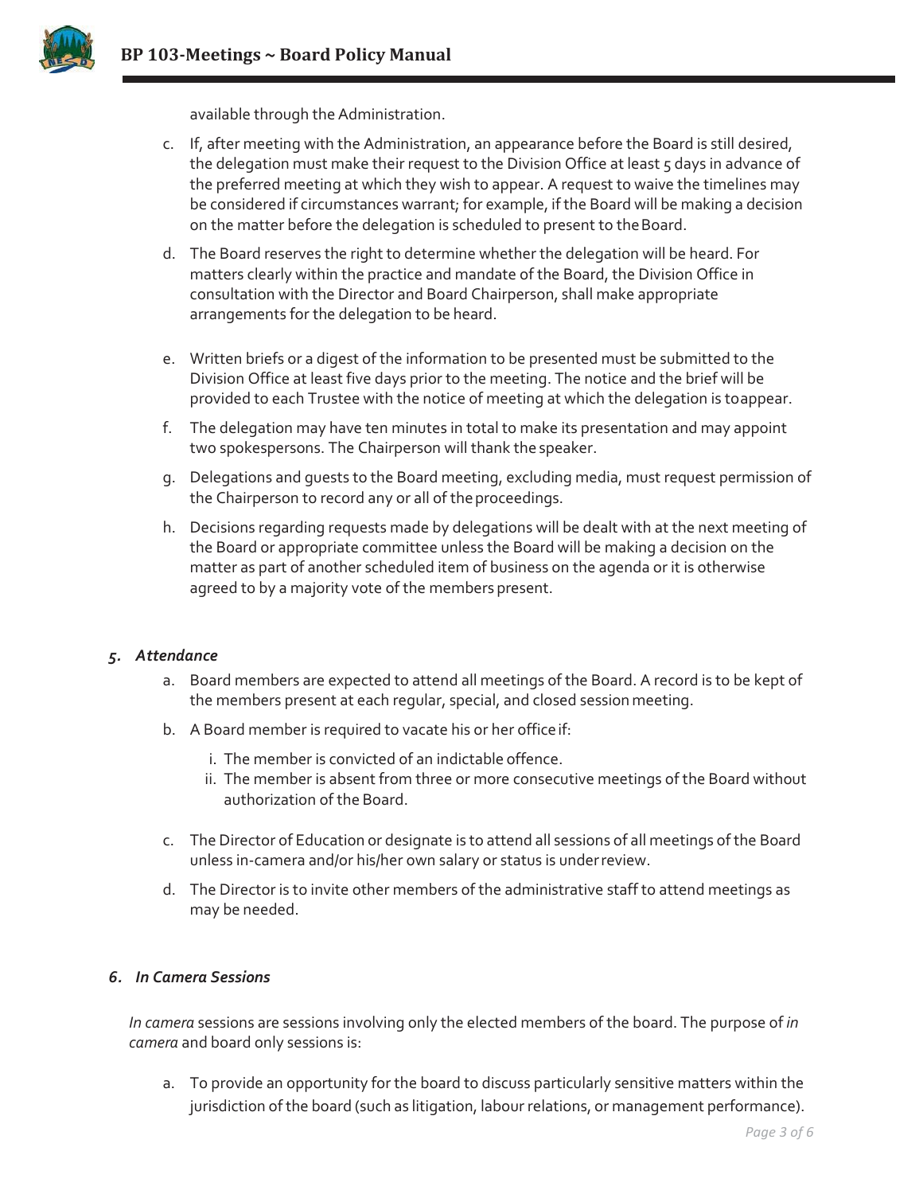available through the Administration.

c. If, after meeting with the Administration, an appearance before the Board is still desired, the delegation must make their request to the Division Office at least 5 days in advance of the preferred meeting at which they wish to appear. A request to waive the timelines may be considered if circumstances warrant; for example, if the Board will be making a decision on the matter before the delegation is scheduled to present to the Board.

d. The Board reserves the right to determine whether the delegation will be heard. For matters clearly within the practice and mandate of the Board, the Division Office in consultation with the Director and Board Chairperson, shall make appropriate arrangements for the delegation to be heard.

e. Written briefs or a digest of the information to be presented must be submitted to the Division Office at least five days prior to the meeting. The notice and the brief will be provided to each Trustee with the notice of meeting at which the delegation is to appear.

f. The delegation may have ten minutes in total to make its presentation and may appoint two spokespersons. The Chairperson will thank the speaker.

g. Delegations and guests to the Board meeting, excluding media, must request permission of the Chairperson to record any or all of the proceedings.

h. Decisions regarding requests made by delegations will be dealt with at the next meeting of the Board or appropriate committee unless the Board will be making a decision on the matter as part of another scheduled item of business on the agenda or it is otherwise agreed to by a majority vote of the members present.

### *5. Attendance*

a. Board members are expected to attend all meetings of the Board. A record is to be kept of the members present at each regular, special, and closed session meeting.

b. A Board member is required to vacate his or her office if:

   i. The member is convicted of an indictable offence.
   ii. The member is absent from three or more consecutive meetings of the Board without authorization of the Board.

c. The Director of Education or designate is to attend all sessions of all meetings of the Board unless in-camera and/or his/her own salary or status is under review.

d. The Director is to invite other members of the administrative staff to attend meetings as may be needed.

### *6. In Camera Sessions*

*In camera* sessions are sessions involving only the elected members of the board. The purpose of *in camera* and board only sessions is:

a. To provide an opportunity for the board to discuss particularly sensitive matters within the jurisdiction of the board (such as litigation, labour relations, or management performance).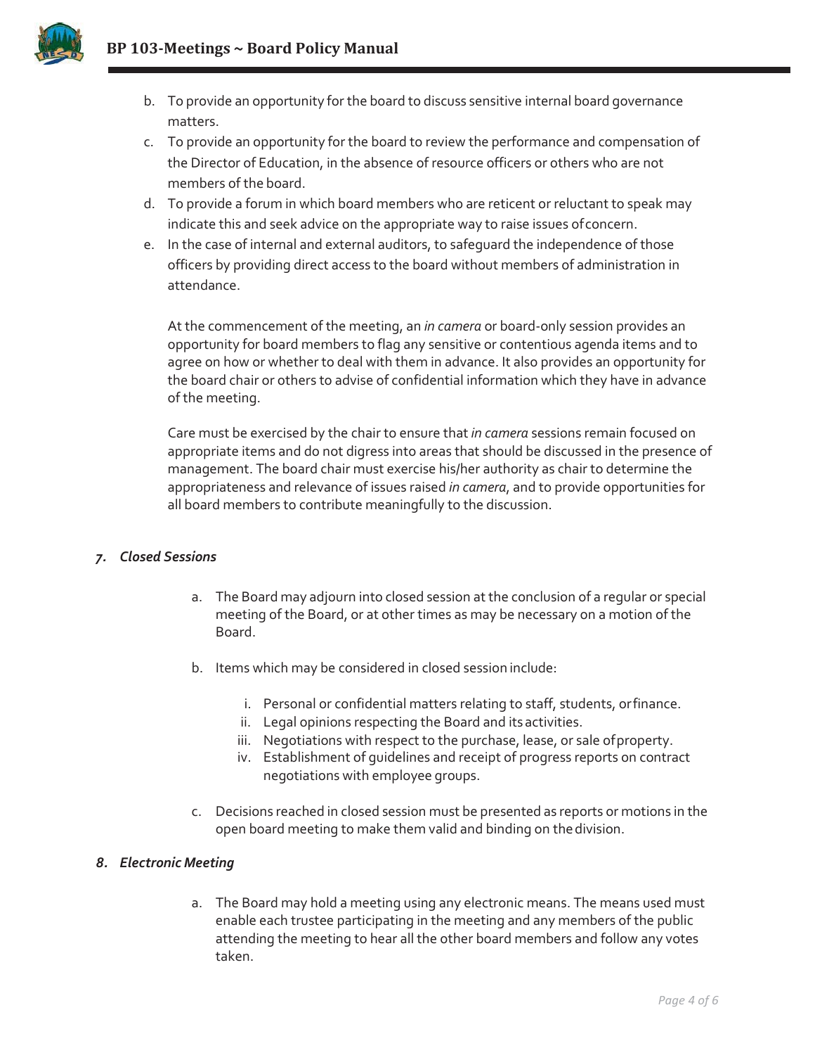b. To provide an opportunity for the board to discuss sensitive internal board governance matters.
c. To provide an opportunity for the board to review the performance and compensation of the Director of Education, in the absence of resource officers or others who are not members of the board.
d. To provide a forum in which board members who are reticent or reluctant to speak may indicate this and seek advice on the appropriate way to raise issues of concern.
e. In the case of internal and external auditors, to safeguard the independence of those officers by providing direct access to the board without members of administration in attendance.

At the commencement of the meeting, an *in camera* or board-only session provides an opportunity for board members to flag any sensitive or contentious agenda items and to agree on how or whether to deal with them in advance. It also provides an opportunity for the board chair or others to advise of confidential information which they have in advance of the meeting.

Care must be exercised by the chair to ensure that *in camera* sessions remain focused on appropriate items and do not digress into areas that should be discussed in the presence of management. The board chair must exercise his/her authority as chair to determine the appropriateness and relevance of issues raised *in camera*, and to provide opportunities for all board members to contribute meaningfully to the discussion.

### *7. Closed Sessions*

a. The Board may adjourn into closed session at the conclusion of a regular or special meeting of the Board, or at other times as may be necessary on a motion of the Board.

b. Items which may be considered in closed session include:

   i. Personal or confidential matters relating to staff, students, or finance.
   ii. Legal opinions respecting the Board and its activities.
   iii. Negotiations with respect to the purchase, lease, or sale of property.
   iv. Establishment of guidelines and receipt of progress reports on contract negotiations with employee groups.

c. Decisions reached in closed session must be presented as reports or motions in the open board meeting to make them valid and binding on the division.

### *8. Electronic Meeting*

a. The Board may hold a meeting using any electronic means. The means used must enable each trustee participating in the meeting and any members of the public attending the meeting to hear all the other board members and follow any votes taken.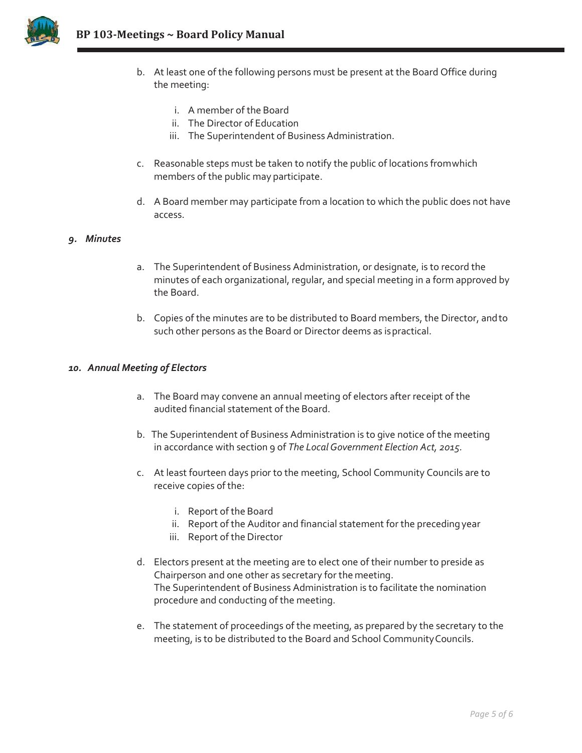b. At least one of the following persons must be present at the Board Office during the meeting:

   i. A member of the Board
   ii. The Director of Education
   iii. The Superintendent of Business Administration.

c. Reasonable steps must be taken to notify the public of locations from which members of the public may participate.

d. A Board member may participate from a location to which the public does not have access.

### *9. Minutes*

a. The Superintendent of Business Administration, or designate, is to record the minutes of each organizational, regular, and special meeting in a form approved by the Board.

b. Copies of the minutes are to be distributed to Board members, the Director, and to such other persons as the Board or Director deems as is practical.

### *10. Annual Meeting of Electors*

a. The Board may convene an annual meeting of electors after receipt of the audited financial statement of the Board.

b. The Superintendent of Business Administration is to give notice of the meeting in accordance with section 9 of *The Local Government Election Act, 2015.*

c. At least fourteen days prior to the meeting, School Community Councils are to receive copies of the:

   i. Report of the Board
   ii. Report of the Auditor and financial statement for the preceding year
   iii. Report of the Director

d. Electors present at the meeting are to elect one of their number to preside as Chairperson and one other as secretary for the meeting.
   The Superintendent of Business Administration is to facilitate the nomination procedure and conducting of the meeting.

e. The statement of proceedings of the meeting, as prepared by the secretary to the meeting, is to be distributed to the Board and School Community Councils.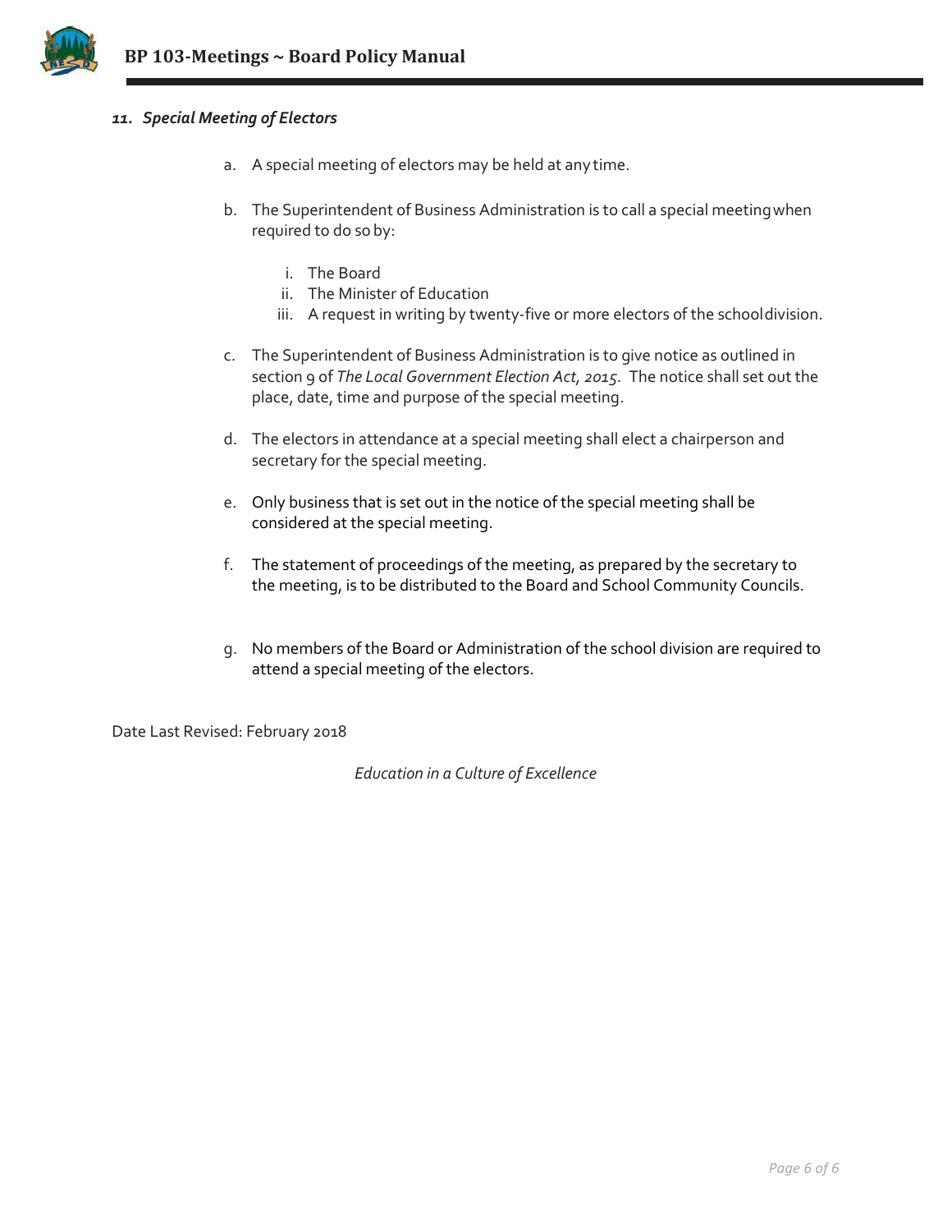### *11. Special Meeting of Electors*

a. A special meeting of electors may be held at any time.

b. The Superintendent of Business Administration is to call a special meeting when required to do so by:

   i. The Board
   ii. The Minister of Education
   iii. A request in writing by twenty-five or more electors of the school division.

c. The Superintendent of Business Administration is to give notice as outlined in section 9 of *The Local Government Election Act, 2015*. The notice shall set out the place, date, time and purpose of the special meeting.

d. The electors in attendance at a special meeting shall elect a chairperson and secretary for the special meeting.

e. Only business that is set out in the notice of the special meeting shall be considered at the special meeting.

f. The statement of proceedings of the meeting, as prepared by the secretary to the meeting, is to be distributed to the Board and School Community Councils.

g. No members of the Board or Administration of the school division are required to attend a special meeting of the electors.

Date Last Revised: February 2018

*Education in a Culture of Excellence*